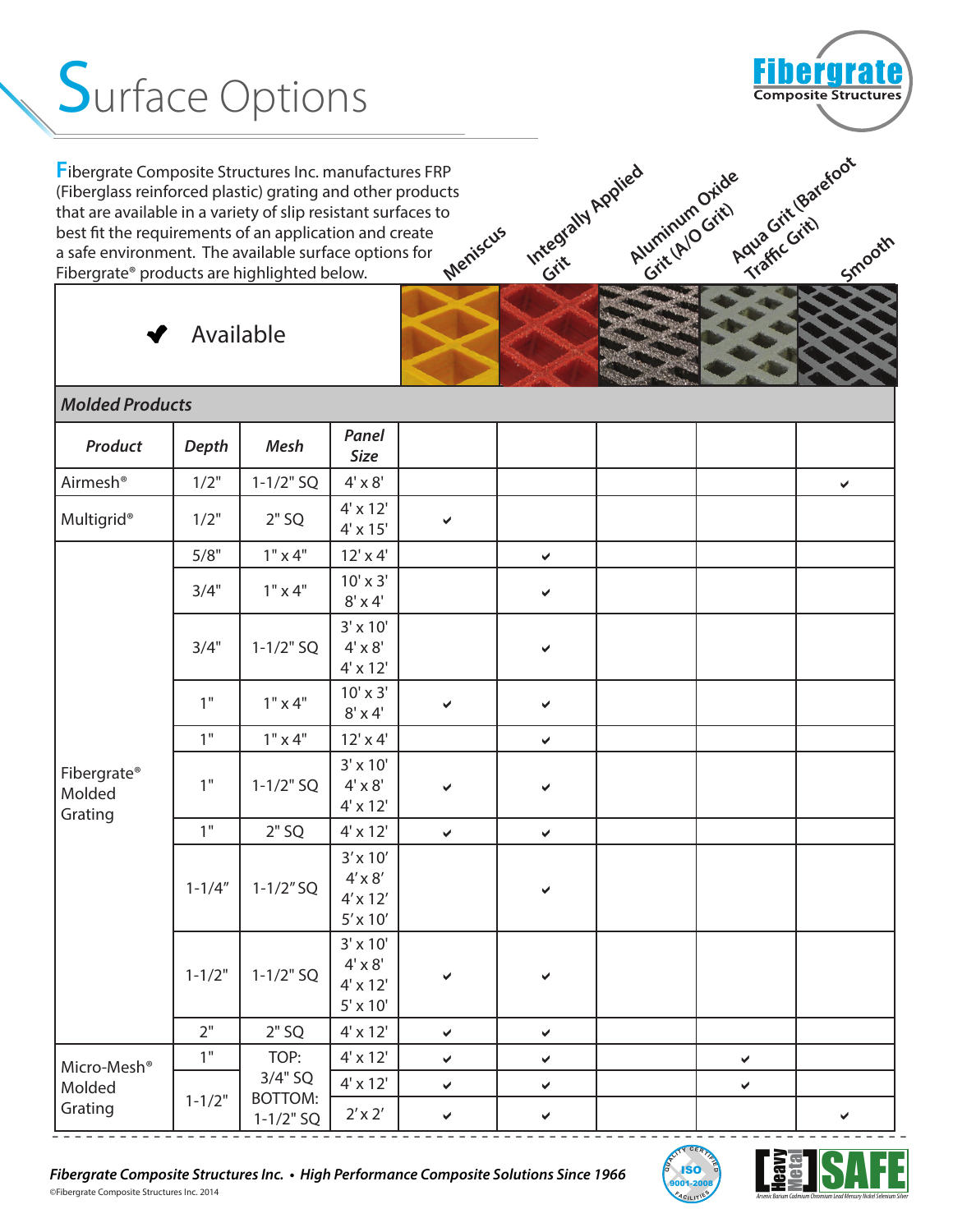# Surface Options

**Fibergrate** Composite Structures

Fibergrate Composite Structures Inc. manufactures FRP (Fiberglass reinforced plastic) grating and other products that are available in a variety of slip resistant surfaces to best fit the requirements of an application and create a safe environment. The available surface options for Fibergrate® products are highlighted below.

✔ Available

| Product | Depth | Mesh | Panel Size | Meniscus | Integrally Applied Grit | Aluminum Oxide Grit (A/O Grit) | Aqua Grit (Barefoot Traffic Grit) | Smooth |
|---|---|---|---|---|---|---|---|---|
| ***Molded Products*** | | | | | | | | |
| Airmesh® | 1/2" | 1-1/2" SQ | 4' x 8' | | | | | ✔ |
| Multigrid® | 1/2" | 2" SQ | 4' x 12'<br>4' x 15' | ✔ | | | | |
| Fibergrate® Molded Grating | 5/8" | 1" x 4" | 12' x 4' | | ✔ | | | |
| | 3/4" | 1" x 4" | 10' x 3'<br>8' x 4' | | ✔ | | | |
| | 3/4" | 1-1/2" SQ | 3' x 10'<br>4' x 8'<br>4' x 12' | | ✔ | | | |
| | 1" | 1" x 4" | 10' x 3'<br>8' x 4' | ✔ | ✔ | | | |
| | 1" | 1" x 4" | 12' x 4' | | ✔ | | | |
| | 1" | 1-1/2" SQ | 3' x 10'<br>4' x 8'<br>4' x 12' | ✔ | ✔ | | | |
| | 1" | 2" SQ | 4' x 12' | ✔ | ✔ | | | |
| | 1-1/4" | 1-1/2" SQ | 3' x 10'<br>4' x 8'<br>4' x 12'<br>5' x 10' | | ✔ | | | |
| | 1-1/2" | 1-1/2" SQ | 3' x 10'<br>4' x 8'<br>4' x 12'<br>5' x 10' | ✔ | ✔ | | | |
| | 2" | 2" SQ | 4' x 12' | ✔ | ✔ | | | |
| Micro-Mesh® Molded Grating | 1" | TOP: 3/4" SQ BOTTOM: 1-1/2" SQ | 4' x 12' | ✔ | ✔ | | ✔ | |
| | 1-1/2" | | 4' x 12' | ✔ | ✔ | | ✔ | |
| | | | 2' x 2' | ✔ | ✔ | | | ✔ |

*Fibergrate Composite Structures Inc. • High Performance Composite Solutions Since 1966*

©Fibergrate Composite Structures Inc. 2014

Quality Certified ISO 9001-2008 Facilities

Heavy Metal SAFE — Arsenic Barium Cadmium Chromium Lead Mercury Nickel Selenium Silver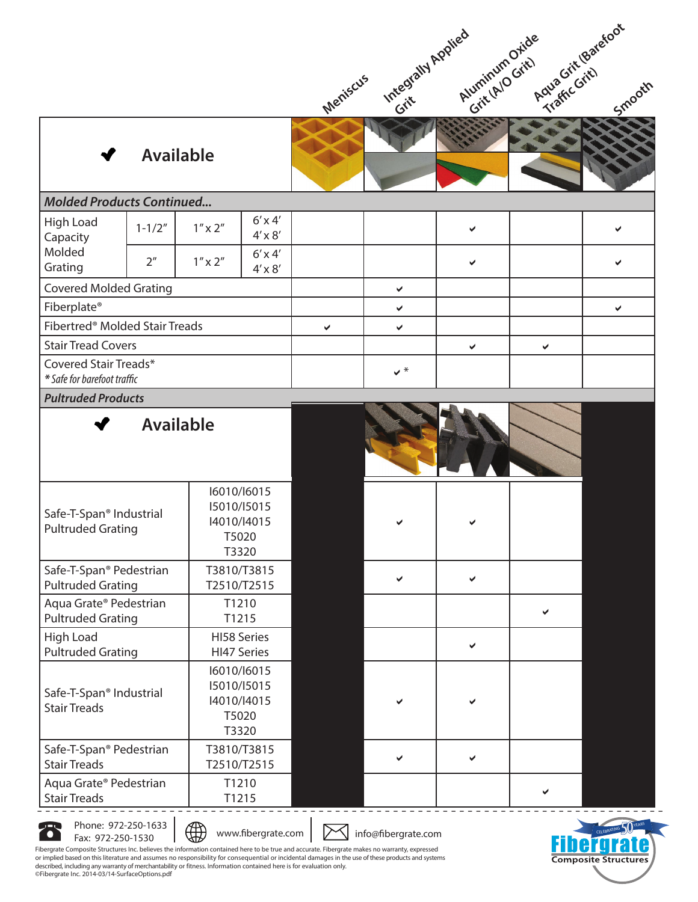| | | | | Meniscus | Integrally Applied Grit | Aluminum Oxide Grit (A/O Grit) | Aqua Grit (Barefoot Traffic Grit) | Smooth |
|---|---|---|---|---|---|---|---|---|
| ✔ Available | | | | | | | | |
| ***Molded Products Continued...*** | | | | | | | | |
| High Load Capacity Molded Grating | 1-1/2″ | 1″ x 2″ | 6′ x 4′ 4′ x 8′ | | | ✔ | | ✔ |
| | 2″ | 1″ x 2″ | 6′ x 4′ 4′ x 8′ | | | ✔ | | ✔ |
| Covered Molded Grating | | | | | ✔ | | | |
| Fiberplate® | | | | | ✔ | | | ✔ |
| Fibertred® Molded Stair Treads | | | | ✔ | ✔ | | | |
| Stair Tread Covers | | | | | | ✔ | ✔ | |
| Covered Stair Treads* *Safe for barefoot traffic* | | | | | ✔ * | | | |
| ***Pultruded Products*** | | | | | | | | |
| ✔ Available | | | | | | | | |
| Safe-T-Span® Industrial Pultruded Grating | I6010/I6015 I5010/I5015 I4010/I4015 T5020 T3320 | | | | ✔ | ✔ | | |
| Safe-T-Span® Pedestrian Pultruded Grating | T3810/T3815 T2510/T2515 | | | | ✔ | ✔ | | |
| Aqua Grate® Pedestrian Pultruded Grating | T1210 T1215 | | | | | | ✔ | |
| High Load Pultruded Grating | HI58 Series HI47 Series | | | | | ✔ | | |
| Safe-T-Span® Industrial Stair Treads | I6010/I6015 I5010/I5015 I4010/I4015 T5020 T3320 | | | | ✔ | ✔ | | |
| Safe-T-Span® Pedestrian Stair Treads | T3810/T3815 T2510/T2515 | | | | ✔ | ✔ | | |
| Aqua Grate® Pedestrian Stair Treads | T1210 T1215 | | | | | | ✔ | |

Phone: 972-250-1633
Fax: 972-250-1530

www.fibergrate.com

info@fibergrate.com

Fibergrate Composite Structures Inc. believes the information contained here to be true and accurate. Fibergrate makes no warranty, expressed or implied based on this literature and assumes no responsibility for consequential or incidental damages in the use of these products and systems described, including any warranty of merchantability or fitness. Information contained here is for evaluation only.
©Fibergrate Inc. 2014-03/14-SurfaceOptions.pdf

Celebrating 50 Years
Fibergrate Composite Structures